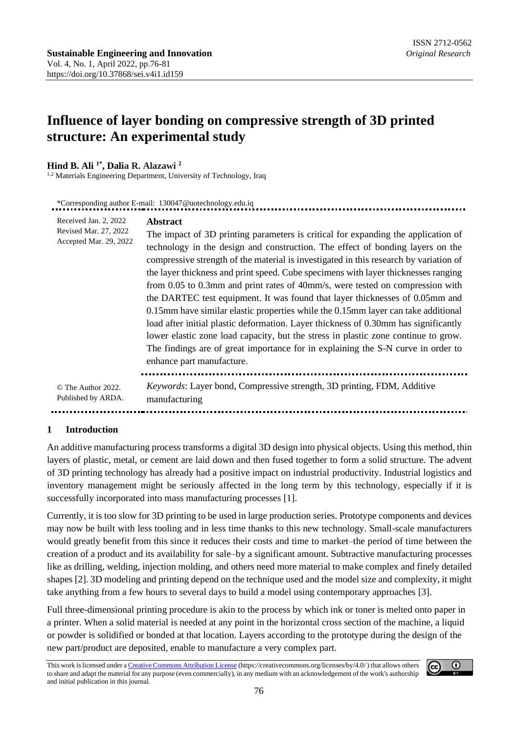# Influence of layer bonding on compressive strength of 3D printed structure: An experimental study

**Hind B. Ali [1*], Dalia R. Alazawi [2]**

[1,2] Materials Engineering Department, University of Technology, Iraq

*Corresponding author E-mail: 130047@uotechnology.edu.iq

Received Jan. 2, 2022
Revised Mar. 27, 2022
Accepted Mar. 29, 2022

**Abstract**

The impact of 3D printing parameters is critical for expanding the application of technology in the design and construction. The effect of bonding layers on the compressive strength of the material is investigated in this research by variation of the layer thickness and print speed. Cube specimens with layer thicknesses ranging from 0.05 to 0.3mm and print rates of 40mm/s, were tested on compression with the DARTEC test equipment. It was found that layer thicknesses of 0.05mm and 0.15mm have similar elastic properties while the 0.15mm layer can take additional load after initial plastic deformation. Layer thickness of 0.30mm has significantly lower elastic zone load capacity, but the stress in plastic zone continue to grow. The findings are of great importance for in explaining the S-N curve in order to enhance part manufacture.

© The Author 2022.
Published by ARDA.

*Keywords*: Layer bond, Compressive strength, 3D printing, FDM, Additive manufacturing

## 1 Introduction

An additive manufacturing process transforms a digital 3D design into physical objects. Using this method, thin layers of plastic, metal, or cement are laid down and then fused together to form a solid structure. The advent of 3D printing technology has already had a positive impact on industrial productivity. Industrial logistics and inventory management might be seriously affected in the long term by this technology, especially if it is successfully incorporated into mass manufacturing processes [1].

Currently, it is too slow for 3D printing to be used in large production series. Prototype components and devices may now be built with less tooling and in less time thanks to this new technology. Small-scale manufacturers would greatly benefit from this since it reduces their costs and time to market–the period of time between the creation of a product and its availability for sale–by a significant amount. Subtractive manufacturing processes like as drilling, welding, injection molding, and others need more material to make complex and finely detailed shapes [2]. 3D modeling and printing depend on the technique used and the model size and complexity, it might take anything from a few hours to several days to build a model using contemporary approaches [3].

Full three-dimensional printing procedure is akin to the process by which ink or toner is melted onto paper in a printer. When a solid material is needed at any point in the horizontal cross section of the machine, a liquid or powder is solidified or bonded at that location. Layers according to the prototype during the design of the new part/product are deposited, enable to manufacture a very complex part.

This work is licensed under a Creative Commons Attribution License (https://creativecommons.org/licenses/by/4.0/ ) that allows others to share and adapt the material for any purpose (even commercially), in any medium with an acknowledgement of the work's authorship and initial publication in this journal.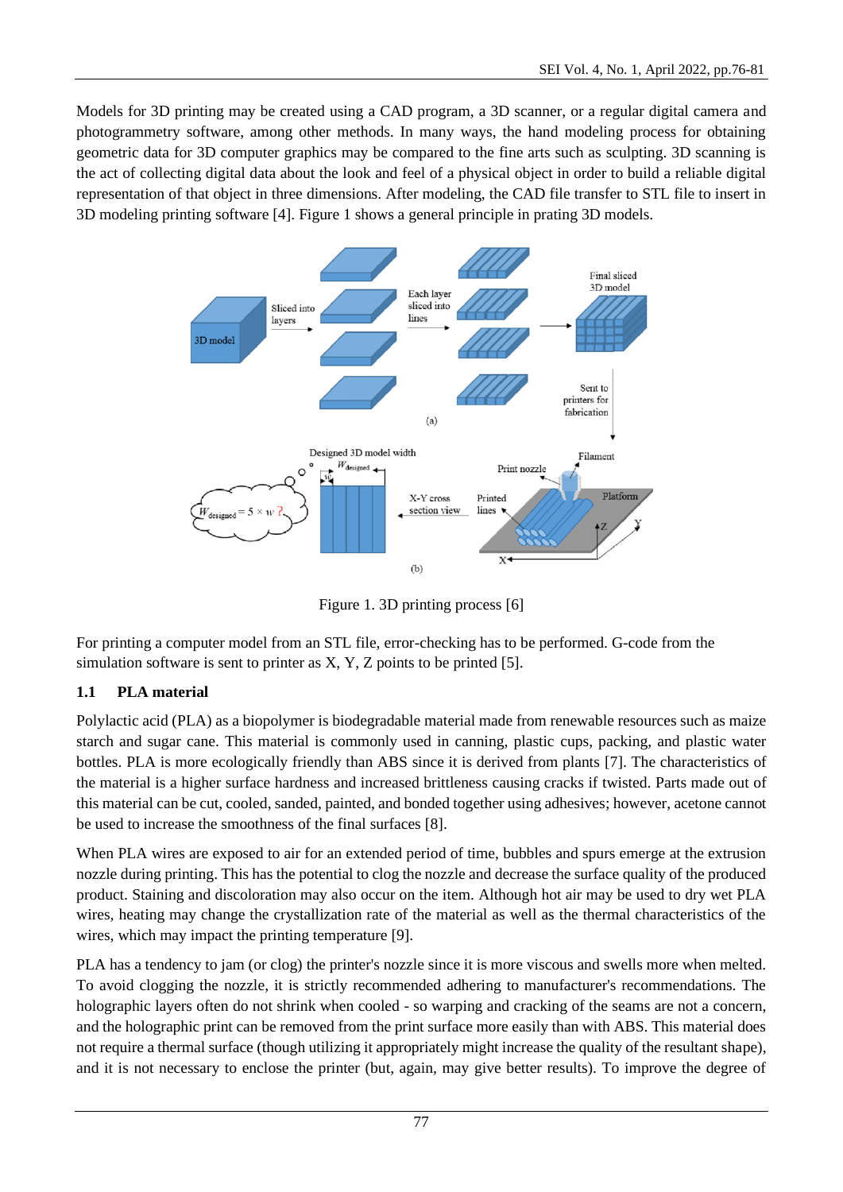Models for 3D printing may be created using a CAD program, a 3D scanner, or a regular digital camera and photogrammetry software, among other methods. In many ways, the hand modeling process for obtaining geometric data for 3D computer graphics may be compared to the fine arts such as sculpting. 3D scanning is the act of collecting digital data about the look and feel of a physical object in order to build a reliable digital representation of that object in three dimensions. After modeling, the CAD file transfer to STL file to insert in 3D modeling printing software [4]. Figure 1 shows a general principle in prating 3D models.

Figure 1. 3D printing process [6]

For printing a computer model from an STL file, error-checking has to be performed. G-code from the simulation software is sent to printer as X, Y, Z points to be printed [5].

### 1.1 PLA material

Polylactic acid (PLA) as a biopolymer is biodegradable material made from renewable resources such as maize starch and sugar cane. This material is commonly used in canning, plastic cups, packing, and plastic water bottles. PLA is more ecologically friendly than ABS since it is derived from plants [7]. The characteristics of the material is a higher surface hardness and increased brittleness causing cracks if twisted. Parts made out of this material can be cut, cooled, sanded, painted, and bonded together using adhesives; however, acetone cannot be used to increase the smoothness of the final surfaces [8].

When PLA wires are exposed to air for an extended period of time, bubbles and spurs emerge at the extrusion nozzle during printing. This has the potential to clog the nozzle and decrease the surface quality of the produced product. Staining and discoloration may also occur on the item. Although hot air may be used to dry wet PLA wires, heating may change the crystallization rate of the material as well as the thermal characteristics of the wires, which may impact the printing temperature [9].

PLA has a tendency to jam (or clog) the printer's nozzle since it is more viscous and swells more when melted. To avoid clogging the nozzle, it is strictly recommended adhering to manufacturer's recommendations. The holographic layers often do not shrink when cooled - so warping and cracking of the seams are not a concern, and the holographic print can be removed from the print surface more easily than with ABS. This material does not require a thermal surface (though utilizing it appropriately might increase the quality of the resultant shape), and it is not necessary to enclose the printer (but, again, may give better results). To improve the degree of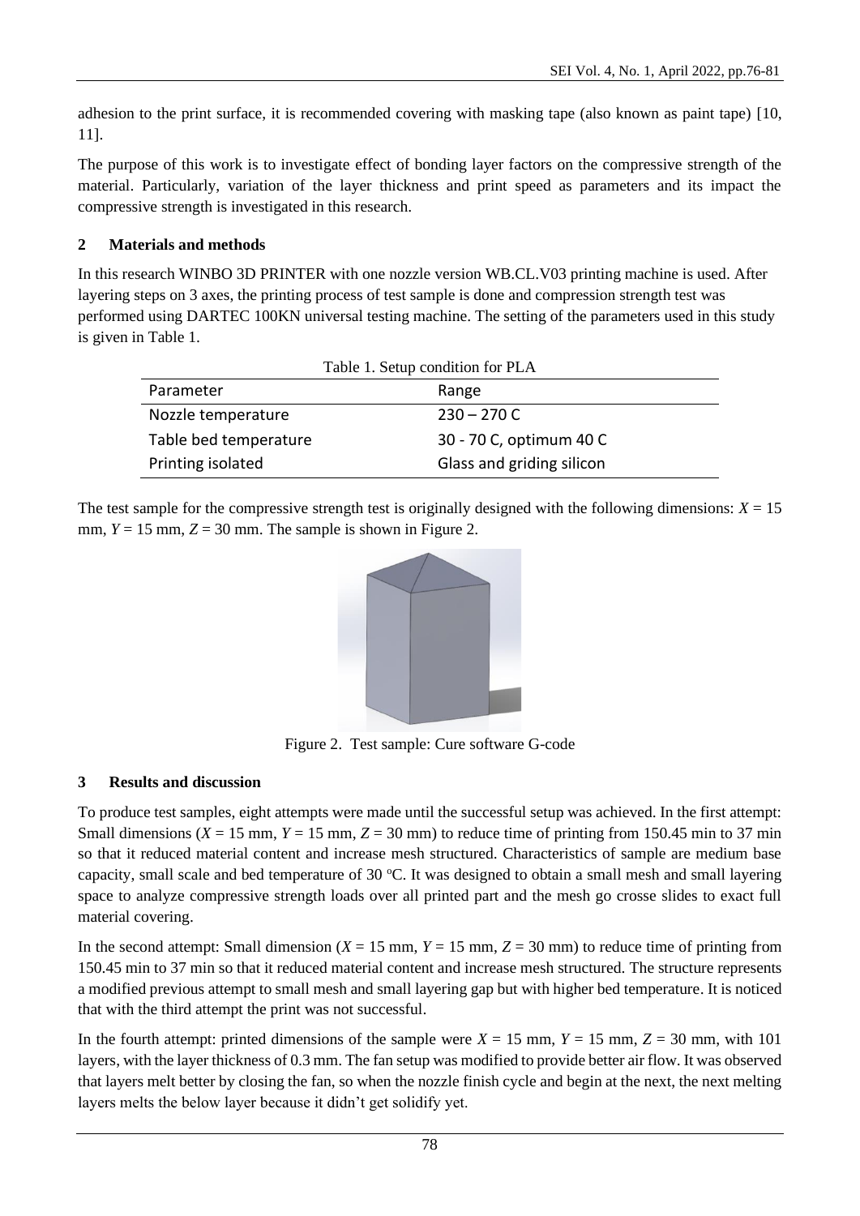adhesion to the print surface, it is recommended covering with masking tape (also known as paint tape) [10, 11].

The purpose of this work is to investigate effect of bonding layer factors on the compressive strength of the material. Particularly, variation of the layer thickness and print speed as parameters and its impact the compressive strength is investigated in this research.

## 2 Materials and methods

In this research WINBO 3D PRINTER with one nozzle version WB.CL.V03 printing machine is used. After layering steps on 3 axes, the printing process of test sample is done and compression strength test was performed using DARTEC 100KN universal testing machine. The setting of the parameters used in this study is given in Table 1.

Table 1. Setup condition for PLA

| Parameter | Range |
|---|---|
| Nozzle temperature | 230 – 270 C |
| Table bed temperature | 30 - 70 C, optimum 40 C |
| Printing isolated | Glass and griding silicon |

The test sample for the compressive strength test is originally designed with the following dimensions: $X$ = 15 mm, $Y$ = 15 mm, $Z$ = 30 mm. The sample is shown in Figure 2.

Figure 2. Test sample: Cure software G-code

## 3 Results and discussion

To produce test samples, eight attempts were made until the successful setup was achieved. In the first attempt: Small dimensions ($X$ = 15 mm, $Y$ = 15 mm, $Z$ = 30 mm) to reduce time of printing from 150.45 min to 37 min so that it reduced material content and increase mesh structured. Characteristics of sample are medium base capacity, small scale and bed temperature of 30 ºC. It was designed to obtain a small mesh and small layering space to analyze compressive strength loads over all printed part and the mesh go crosse slides to exact full material covering.

In the second attempt: Small dimension ($X$ = 15 mm, $Y$ = 15 mm, $Z$ = 30 mm) to reduce time of printing from 150.45 min to 37 min so that it reduced material content and increase mesh structured. The structure represents a modified previous attempt to small mesh and small layering gap but with higher bed temperature. It is noticed that with the third attempt the print was not successful.

In the fourth attempt: printed dimensions of the sample were $X$ = 15 mm, $Y$ = 15 mm, $Z$ = 30 mm, with 101 layers, with the layer thickness of 0.3 mm. The fan setup was modified to provide better air flow. It was observed that layers melt better by closing the fan, so when the nozzle finish cycle and begin at the next, the next melting layers melts the below layer because it didn't get solidify yet.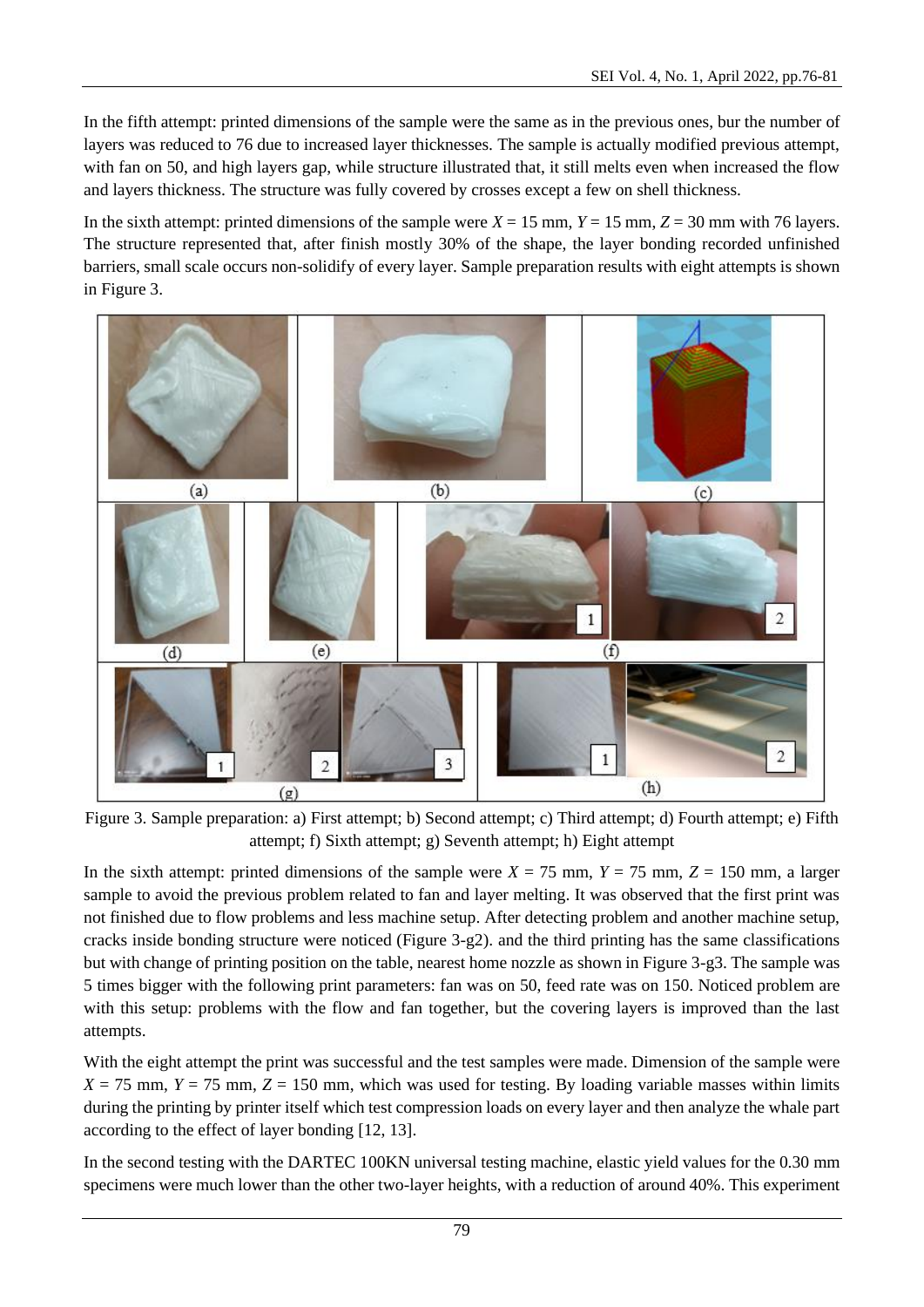In the fifth attempt: printed dimensions of the sample were the same as in the previous ones, bur the number of layers was reduced to 76 due to increased layer thicknesses. The sample is actually modified previous attempt, with fan on 50, and high layers gap, while structure illustrated that, it still melts even when increased the flow and layers thickness. The structure was fully covered by crosses except a few on shell thickness.

In the sixth attempt: printed dimensions of the sample were $X$ = 15 mm, $Y$ = 15 mm, $Z$ = 30 mm with 76 layers. The structure represented that, after finish mostly 30% of the shape, the layer bonding recorded unfinished barriers, small scale occurs non-solidify of every layer. Sample preparation results with eight attempts is shown in Figure 3.

Figure 3. Sample preparation: a) First attempt; b) Second attempt; c) Third attempt; d) Fourth attempt; e) Fifth attempt; f) Sixth attempt; g) Seventh attempt; h) Eight attempt

In the sixth attempt: printed dimensions of the sample were $X$ = 75 mm, $Y$ = 75 mm, $Z$ = 150 mm, a larger sample to avoid the previous problem related to fan and layer melting. It was observed that the first print was not finished due to flow problems and less machine setup. After detecting problem and another machine setup, cracks inside bonding structure were noticed (Figure 3-g2). and the third printing has the same classifications but with change of printing position on the table, nearest home nozzle as shown in Figure 3-g3. The sample was 5 times bigger with the following print parameters: fan was on 50, feed rate was on 150. Noticed problem are with this setup: problems with the flow and fan together, but the covering layers is improved than the last attempts.

With the eight attempt the print was successful and the test samples were made. Dimension of the sample were $X$ = 75 mm, $Y$ = 75 mm, $Z$ = 150 mm, which was used for testing. By loading variable masses within limits during the printing by printer itself which test compression loads on every layer and then analyze the whale part according to the effect of layer bonding [12, 13].

In the second testing with the DARTEC 100KN universal testing machine, elastic yield values for the 0.30 mm specimens were much lower than the other two-layer heights, with a reduction of around 40%. This experiment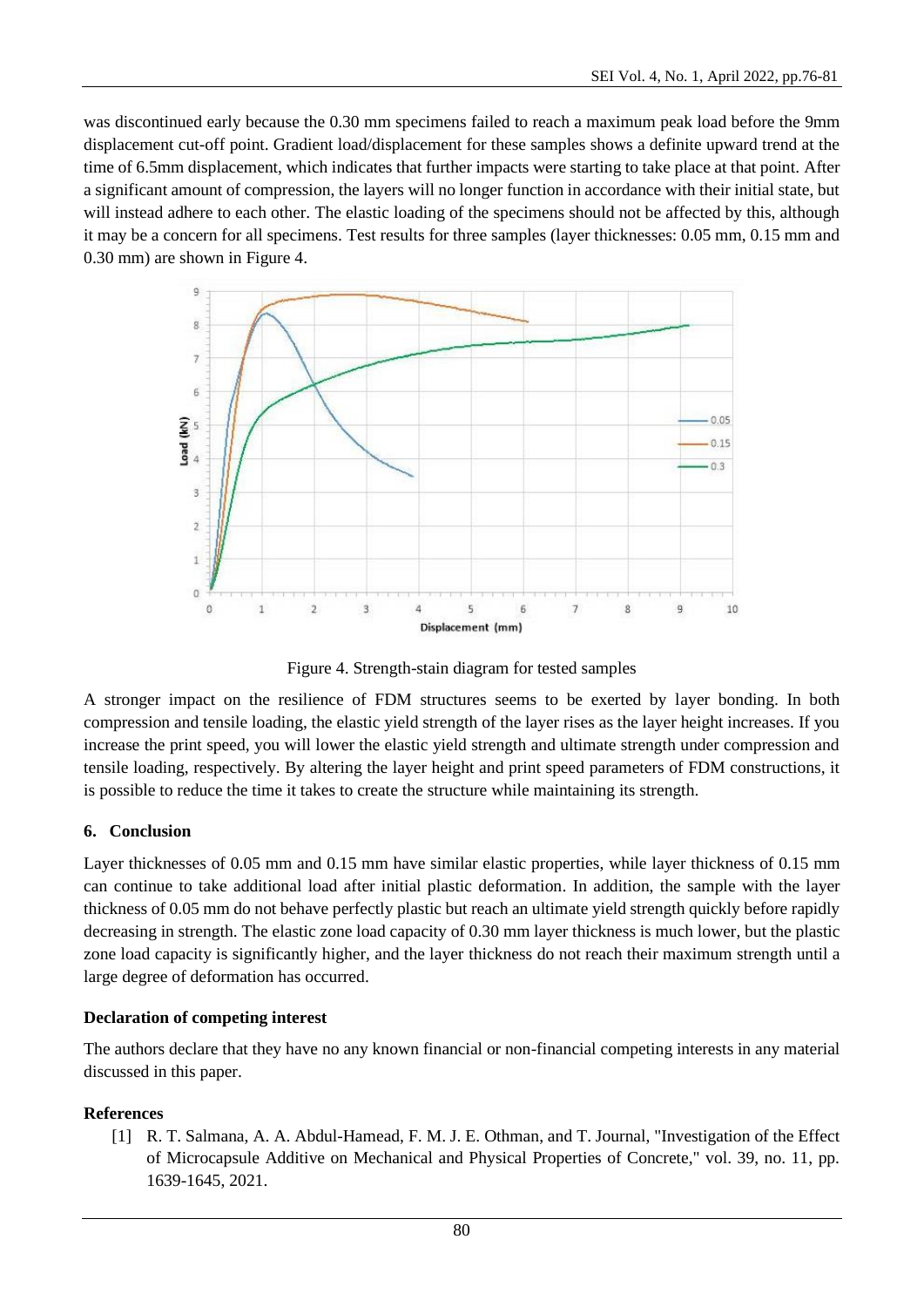was discontinued early because the 0.30 mm specimens failed to reach a maximum peak load before the 9mm displacement cut-off point. Gradient load/displacement for these samples shows a definite upward trend at the time of 6.5mm displacement, which indicates that further impacts were starting to take place at that point. After a significant amount of compression, the layers will no longer function in accordance with their initial state, but will instead adhere to each other. The elastic loading of the specimens should not be affected by this, although it may be a concern for all specimens. Test results for three samples (layer thicknesses: 0.05 mm, 0.15 mm and 0.30 mm) are shown in Figure 4.

Figure 4. Strength-stain diagram for tested samples

A stronger impact on the resilience of FDM structures seems to be exerted by layer bonding. In both compression and tensile loading, the elastic yield strength of the layer rises as the layer height increases. If you increase the print speed, you will lower the elastic yield strength and ultimate strength under compression and tensile loading, respectively. By altering the layer height and print speed parameters of FDM constructions, it is possible to reduce the time it takes to create the structure while maintaining its strength.

## 6. Conclusion

Layer thicknesses of 0.05 mm and 0.15 mm have similar elastic properties, while layer thickness of 0.15 mm can continue to take additional load after initial plastic deformation. In addition, the sample with the layer thickness of 0.05 mm do not behave perfectly plastic but reach an ultimate yield strength quickly before rapidly decreasing in strength. The elastic zone load capacity of 0.30 mm layer thickness is much lower, but the plastic zone load capacity is significantly higher, and the layer thickness do not reach their maximum strength until a large degree of deformation has occurred.

### Declaration of competing interest

The authors declare that they have no any known financial or non-financial competing interests in any material discussed in this paper.

### References

[1] R. T. Salmana, A. A. Abdul-Hamead, F. M. J. E. Othman, and T. Journal, "Investigation of the Effect of Microcapsule Additive on Mechanical and Physical Properties of Concrete," vol. 39, no. 11, pp. 1639-1645, 2021.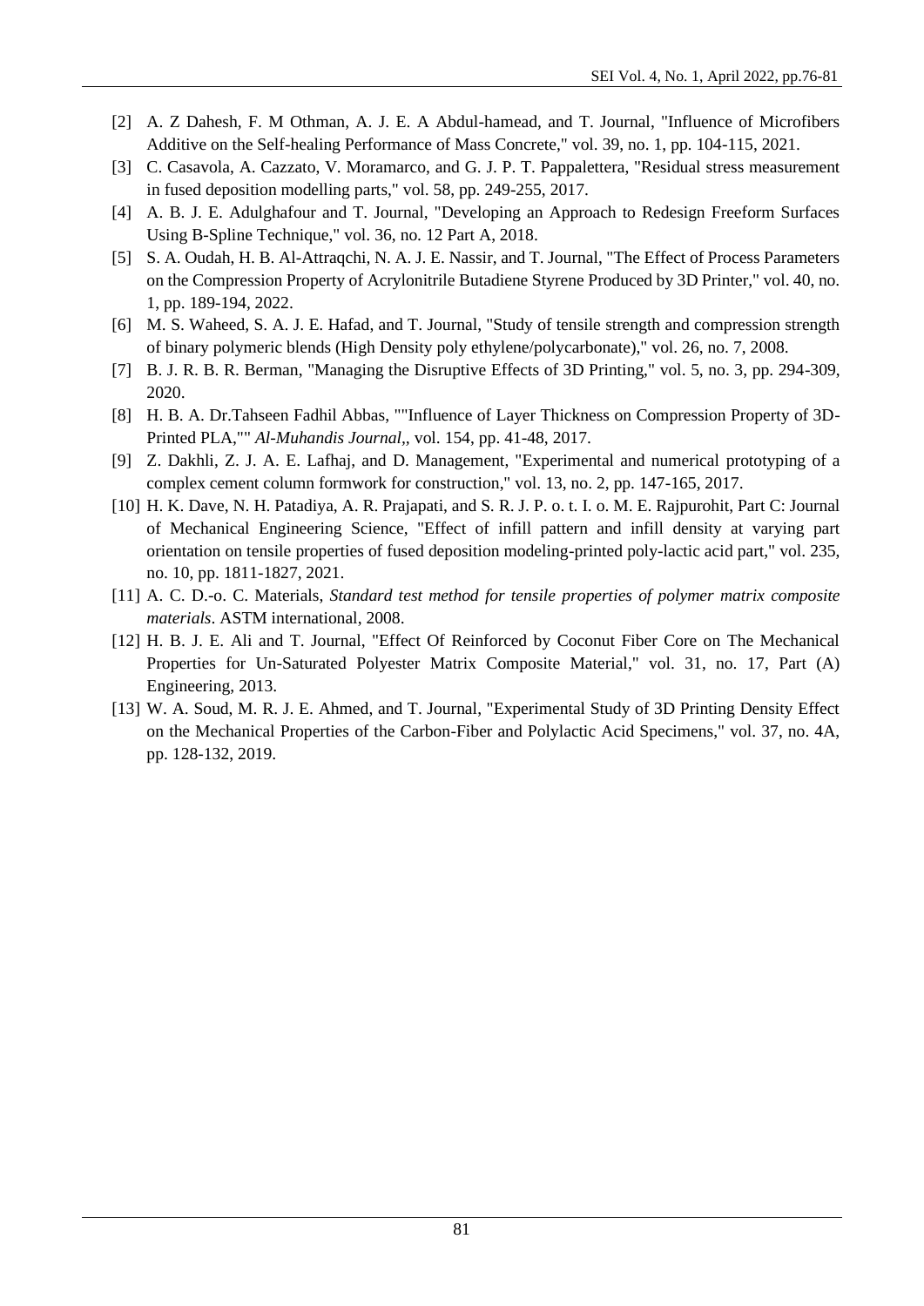[2] A. Z Dahesh, F. M Othman, A. J. E. A Abdul-hamead, and T. Journal, "Influence of Microfibers Additive on the Self-healing Performance of Mass Concrete," vol. 39, no. 1, pp. 104-115, 2021.

[3] C. Casavola, A. Cazzato, V. Moramarco, and G. J. P. T. Pappalettera, "Residual stress measurement in fused deposition modelling parts," vol. 58, pp. 249-255, 2017.

[4] A. B. J. E. Adulghafour and T. Journal, "Developing an Approach to Redesign Freeform Surfaces Using B-Spline Technique," vol. 36, no. 12 Part A, 2018.

[5] S. A. Oudah, H. B. Al-Attraqchi, N. A. J. E. Nassir, and T. Journal, "The Effect of Process Parameters on the Compression Property of Acrylonitrile Butadiene Styrene Produced by 3D Printer," vol. 40, no. 1, pp. 189-194, 2022.

[6] M. S. Waheed, S. A. J. E. Hafad, and T. Journal, "Study of tensile strength and compression strength of binary polymeric blends (High Density poly ethylene/polycarbonate)," vol. 26, no. 7, 2008.

[7] B. J. R. B. R. Berman, "Managing the Disruptive Effects of 3D Printing," vol. 5, no. 3, pp. 294-309, 2020.

[8] H. B. A. Dr.Tahseen Fadhil Abbas, ""Influence of Layer Thickness on Compression Property of 3D-Printed PLA,"" *Al-Muhandis Journal*,, vol. 154, pp. 41-48, 2017.

[9] Z. Dakhli, Z. J. A. E. Lafhaj, and D. Management, "Experimental and numerical prototyping of a complex cement column formwork for construction," vol. 13, no. 2, pp. 147-165, 2017.

[10] H. K. Dave, N. H. Patadiya, A. R. Prajapati, and S. R. J. P. o. t. I. o. M. E. Rajpurohit, Part C: Journal of Mechanical Engineering Science, "Effect of infill pattern and infill density at varying part orientation on tensile properties of fused deposition modeling-printed poly-lactic acid part," vol. 235, no. 10, pp. 1811-1827, 2021.

[11] A. C. D.-o. C. Materials, *Standard test method for tensile properties of polymer matrix composite materials*. ASTM international, 2008.

[12] H. B. J. E. Ali and T. Journal, "Effect Of Reinforced by Coconut Fiber Core on The Mechanical Properties for Un-Saturated Polyester Matrix Composite Material," vol. 31, no. 17, Part (A) Engineering, 2013.

[13] W. A. Soud, M. R. J. E. Ahmed, and T. Journal, "Experimental Study of 3D Printing Density Effect on the Mechanical Properties of the Carbon-Fiber and Polylactic Acid Specimens," vol. 37, no. 4A, pp. 128-132, 2019.